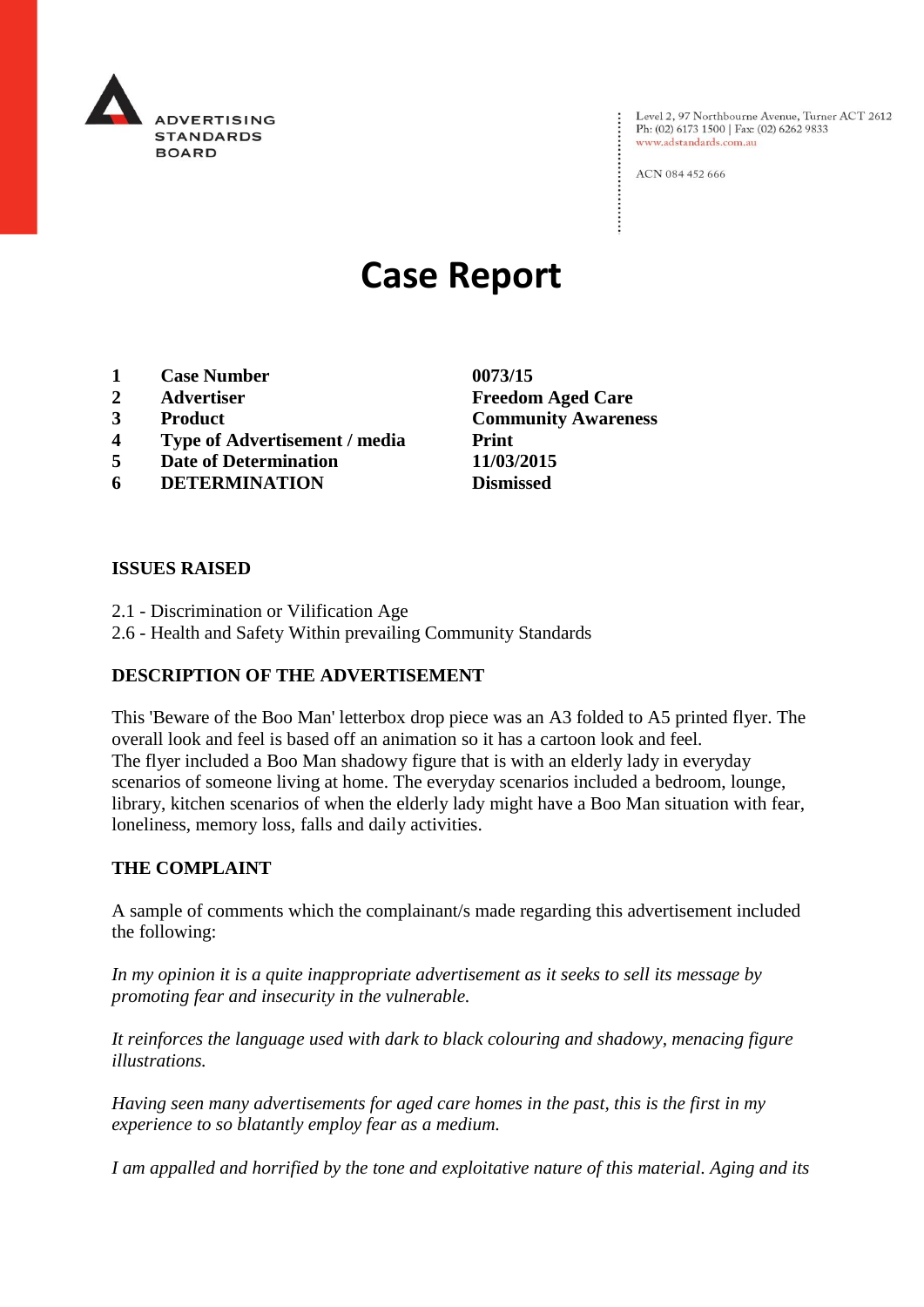ADVERTISING STANDARDS BOARD

Level 2, 97 Northbourne Avenue, Turner ACT 2612
Ph: (02) 6173 1500 | Fax: (02) 6262 9833
www.adstandards.com.au

ACN 084 452 666

# Case Report

| | | |
|---|---|---|
| **1** | **Case Number** | **0073/15** |
| **2** | **Advertiser** | **Freedom Aged Care** |
| **3** | **Product** | **Community Awareness** |
| **4** | **Type of Advertisement / media** | **Print** |
| **5** | **Date of Determination** | **11/03/2015** |
| **6** | **DETERMINATION** | **Dismissed** |

## ISSUES RAISED

2.1 - Discrimination or Vilification Age
2.6 - Health and Safety Within prevailing Community Standards

## DESCRIPTION OF THE ADVERTISEMENT

This 'Beware of the Boo Man' letterbox drop piece was an A3 folded to A5 printed flyer. The overall look and feel is based off an animation so it has a cartoon look and feel.
The flyer included a Boo Man shadowy figure that is with an elderly lady in everyday scenarios of someone living at home. The everyday scenarios included a bedroom, lounge, library, kitchen scenarios of when the elderly lady might have a Boo Man situation with fear, loneliness, memory loss, falls and daily activities.

## THE COMPLAINT

A sample of comments which the complainant/s made regarding this advertisement included the following:

*In my opinion it is a quite inappropriate advertisement as it seeks to sell its message by promoting fear and insecurity in the vulnerable.*

*It reinforces the language used with dark to black colouring and shadowy, menacing figure illustrations.*

*Having seen many advertisements for aged care homes in the past, this is the first in my experience to so blatantly employ fear as a medium.*

*I am appalled and horrified by the tone and exploitative nature of this material. Aging and its*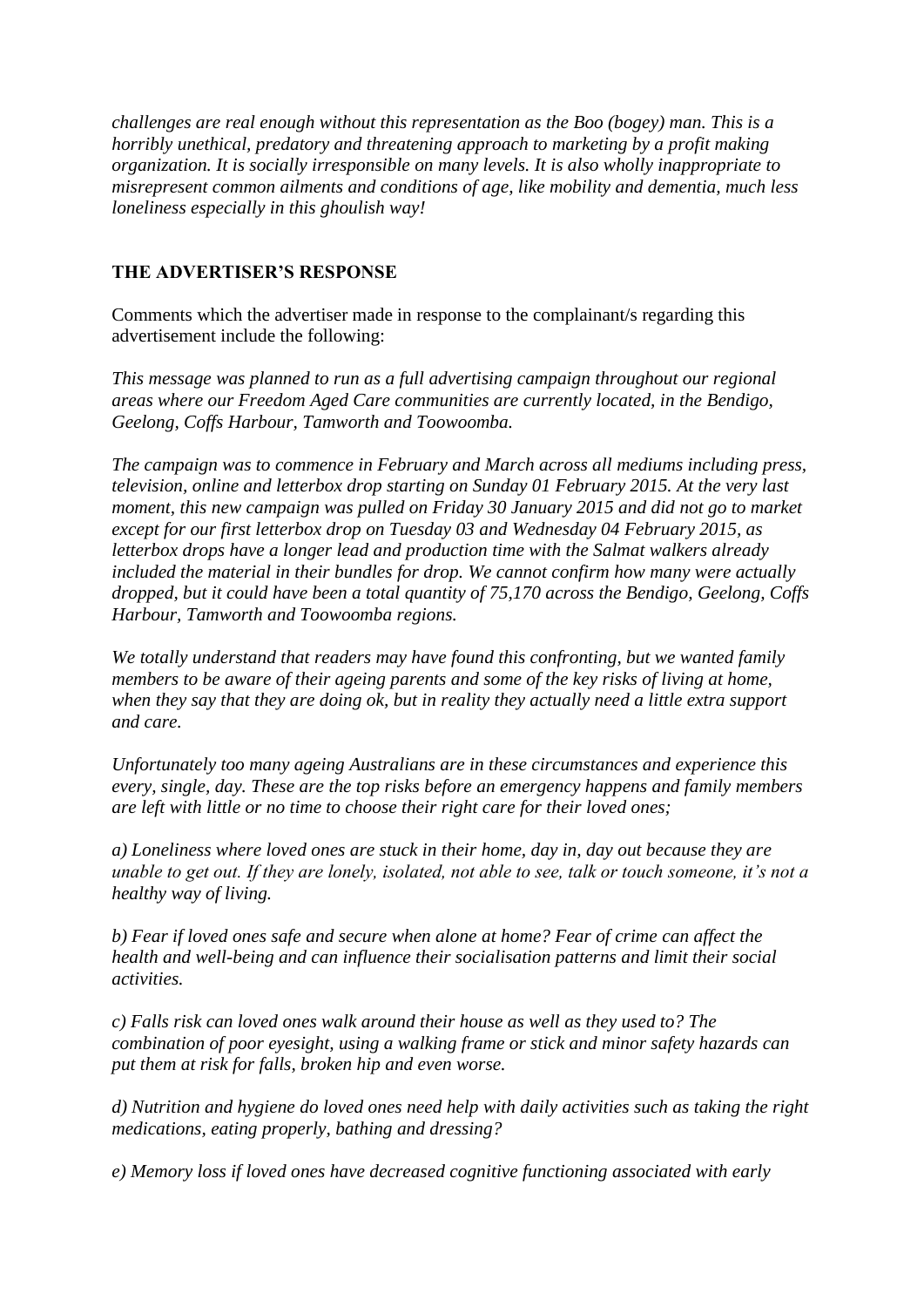*challenges are real enough without this representation as the Boo (bogey) man. This is a horribly unethical, predatory and threatening approach to marketing by a profit making organization. It is socially irresponsible on many levels. It is also wholly inappropriate to misrepresent common ailments and conditions of age, like mobility and dementia, much less loneliness especially in this ghoulish way!*

## THE ADVERTISER'S RESPONSE

Comments which the advertiser made in response to the complainant/s regarding this advertisement include the following:

*This message was planned to run as a full advertising campaign throughout our regional areas where our Freedom Aged Care communities are currently located, in the Bendigo, Geelong, Coffs Harbour, Tamworth and Toowoomba.*

*The campaign was to commence in February and March across all mediums including press, television, online and letterbox drop starting on Sunday 01 February 2015. At the very last moment, this new campaign was pulled on Friday 30 January 2015 and did not go to market except for our first letterbox drop on Tuesday 03 and Wednesday 04 February 2015, as letterbox drops have a longer lead and production time with the Salmat walkers already included the material in their bundles for drop. We cannot confirm how many were actually dropped, but it could have been a total quantity of 75,170 across the Bendigo, Geelong, Coffs Harbour, Tamworth and Toowoomba regions.*

*We totally understand that readers may have found this confronting, but we wanted family members to be aware of their ageing parents and some of the key risks of living at home, when they say that they are doing ok, but in reality they actually need a little extra support and care.*

*Unfortunately too many ageing Australians are in these circumstances and experience this every, single, day. These are the top risks before an emergency happens and family members are left with little or no time to choose their right care for their loved ones;*

*a) Loneliness where loved ones are stuck in their home, day in, day out because they are unable to get out. If they are lonely, isolated, not able to see, talk or touch someone, it's not a healthy way of living.*

*b) Fear if loved ones safe and secure when alone at home? Fear of crime can affect the health and well-being and can influence their socialisation patterns and limit their social activities.*

*c) Falls risk can loved ones walk around their house as well as they used to? The combination of poor eyesight, using a walking frame or stick and minor safety hazards can put them at risk for falls, broken hip and even worse.*

*d) Nutrition and hygiene do loved ones need help with daily activities such as taking the right medications, eating properly, bathing and dressing?*

*e) Memory loss if loved ones have decreased cognitive functioning associated with early*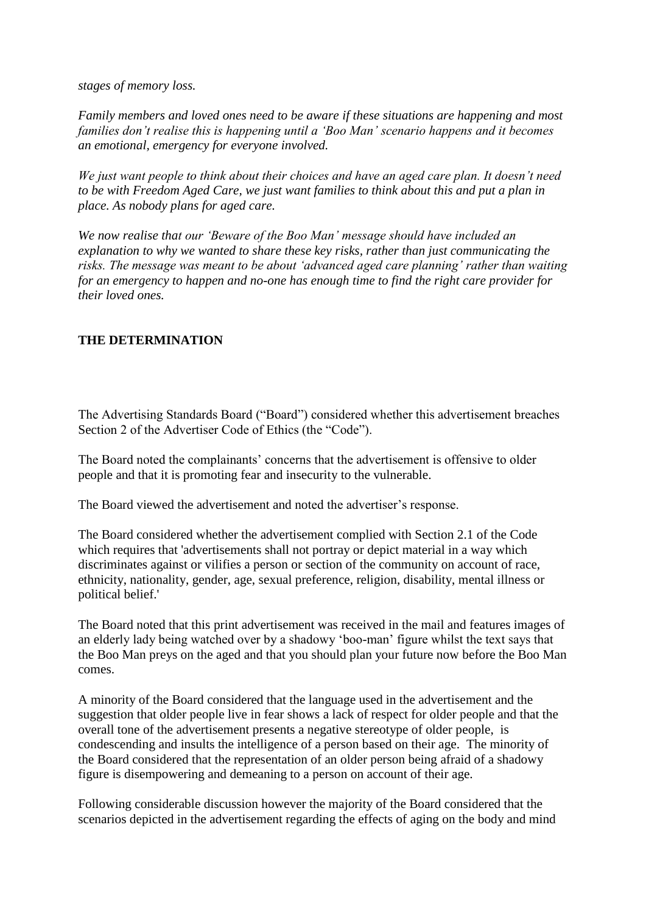*stages of memory loss.*

*Family members and loved ones need to be aware if these situations are happening and most families don't realise this is happening until a 'Boo Man' scenario happens and it becomes an emotional, emergency for everyone involved.*

*We just want people to think about their choices and have an aged care plan. It doesn't need to be with Freedom Aged Care, we just want families to think about this and put a plan in place. As nobody plans for aged care.*

*We now realise that our 'Beware of the Boo Man' message should have included an explanation to why we wanted to share these key risks, rather than just communicating the risks. The message was meant to be about 'advanced aged care planning' rather than waiting for an emergency to happen and no-one has enough time to find the right care provider for their loved ones.*

**THE DETERMINATION**

The Advertising Standards Board ("Board") considered whether this advertisement breaches Section 2 of the Advertiser Code of Ethics (the "Code").

The Board noted the complainants' concerns that the advertisement is offensive to older people and that it is promoting fear and insecurity to the vulnerable.

The Board viewed the advertisement and noted the advertiser's response.

The Board considered whether the advertisement complied with Section 2.1 of the Code which requires that 'advertisements shall not portray or depict material in a way which discriminates against or vilifies a person or section of the community on account of race, ethnicity, nationality, gender, age, sexual preference, religion, disability, mental illness or political belief.'

The Board noted that this print advertisement was received in the mail and features images of an elderly lady being watched over by a shadowy 'boo-man' figure whilst the text says that the Boo Man preys on the aged and that you should plan your future now before the Boo Man comes.

A minority of the Board considered that the language used in the advertisement and the suggestion that older people live in fear shows a lack of respect for older people and that the overall tone of the advertisement presents a negative stereotype of older people, is condescending and insults the intelligence of a person based on their age. The minority of the Board considered that the representation of an older person being afraid of a shadowy figure is disempowering and demeaning to a person on account of their age.

Following considerable discussion however the majority of the Board considered that the scenarios depicted in the advertisement regarding the effects of aging on the body and mind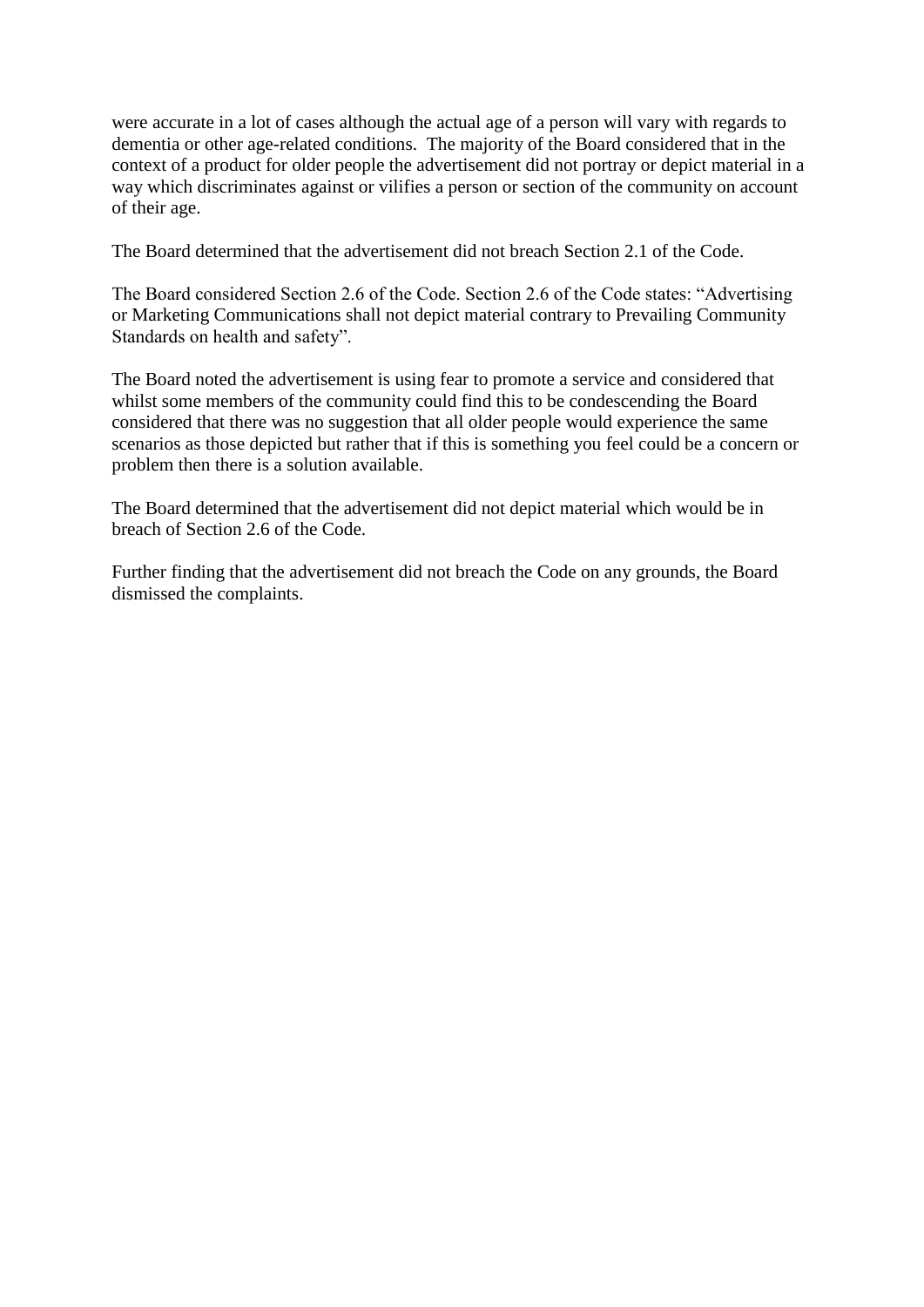were accurate in a lot of cases although the actual age of a person will vary with regards to dementia or other age-related conditions. The majority of the Board considered that in the context of a product for older people the advertisement did not portray or depict material in a way which discriminates against or vilifies a person or section of the community on account of their age.

The Board determined that the advertisement did not breach Section 2.1 of the Code.

The Board considered Section 2.6 of the Code. Section 2.6 of the Code states: "Advertising or Marketing Communications shall not depict material contrary to Prevailing Community Standards on health and safety".

The Board noted the advertisement is using fear to promote a service and considered that whilst some members of the community could find this to be condescending the Board considered that there was no suggestion that all older people would experience the same scenarios as those depicted but rather that if this is something you feel could be a concern or problem then there is a solution available.

The Board determined that the advertisement did not depict material which would be in breach of Section 2.6 of the Code.

Further finding that the advertisement did not breach the Code on any grounds, the Board dismissed the complaints.